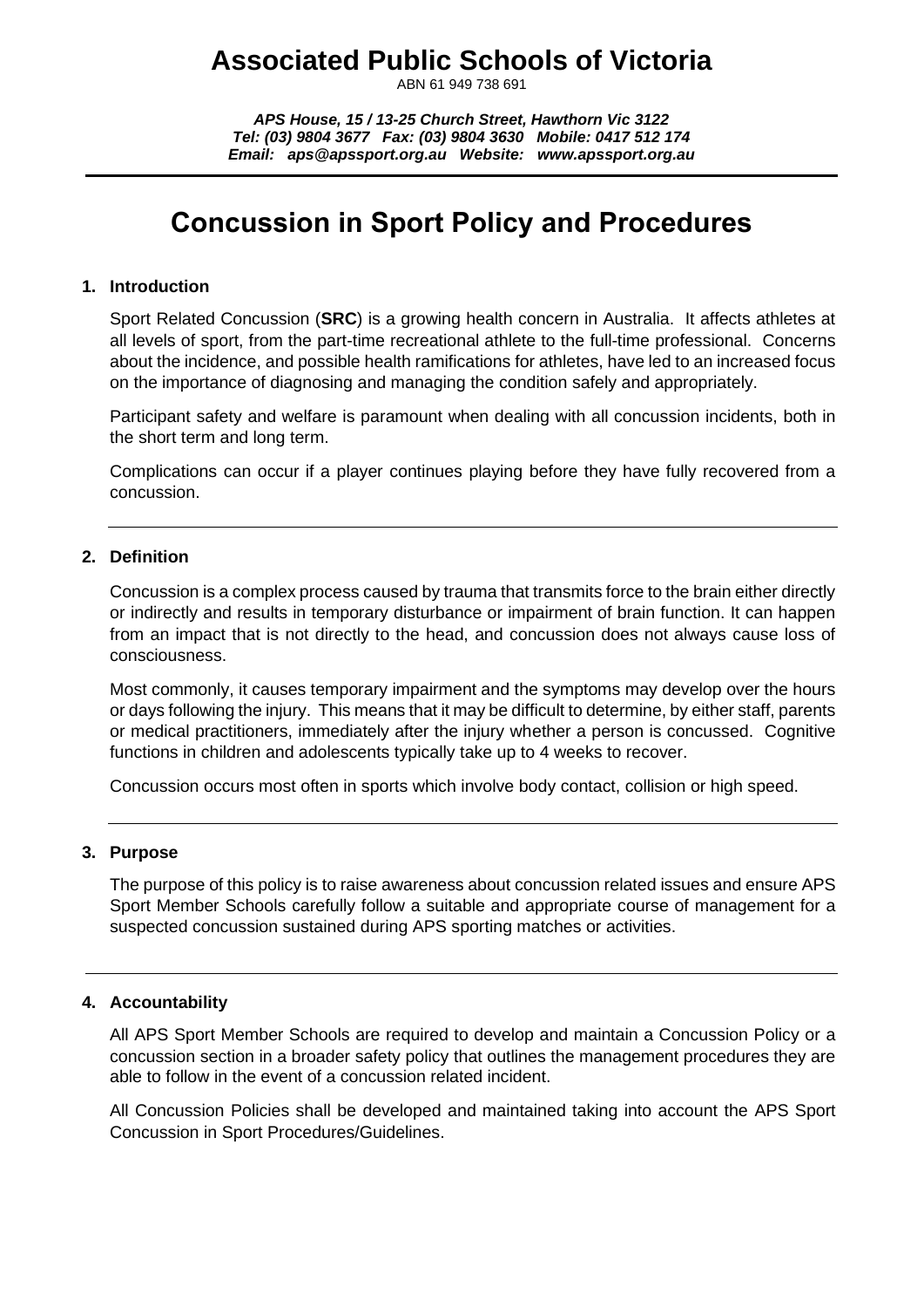# Associated Public Schools of Victoria

ABN 61 949 738 691

***APS House, 15 / 13-25 Church Street, Hawthorn Vic 3122***
***Tel: (03) 9804 3677 Fax: (03) 9804 3630 Mobile: 0417 512 174***
***Email: aps@apssport.org.au Website: www.apssport.org.au***

---

# Concussion in Sport Policy and Procedures

## 1. Introduction

Sport Related Concussion (**SRC**) is a growing health concern in Australia. It affects athletes at all levels of sport, from the part-time recreational athlete to the full-time professional. Concerns about the incidence, and possible health ramifications for athletes, have led to an increased focus on the importance of diagnosing and managing the condition safely and appropriately.

Participant safety and welfare is paramount when dealing with all concussion incidents, both in the short term and long term.

Complications can occur if a player continues playing before they have fully recovered from a concussion.

---

## 2. Definition

Concussion is a complex process caused by trauma that transmits force to the brain either directly or indirectly and results in temporary disturbance or impairment of brain function. It can happen from an impact that is not directly to the head, and concussion does not always cause loss of consciousness.

Most commonly, it causes temporary impairment and the symptoms may develop over the hours or days following the injury. This means that it may be difficult to determine, by either staff, parents or medical practitioners, immediately after the injury whether a person is concussed. Cognitive functions in children and adolescents typically take up to 4 weeks to recover.

Concussion occurs most often in sports which involve body contact, collision or high speed.

---

## 3. Purpose

The purpose of this policy is to raise awareness about concussion related issues and ensure APS Sport Member Schools carefully follow a suitable and appropriate course of management for a suspected concussion sustained during APS sporting matches or activities.

---

## 4. Accountability

All APS Sport Member Schools are required to develop and maintain a Concussion Policy or a concussion section in a broader safety policy that outlines the management procedures they are able to follow in the event of a concussion related incident.

All Concussion Policies shall be developed and maintained taking into account the APS Sport Concussion in Sport Procedures/Guidelines.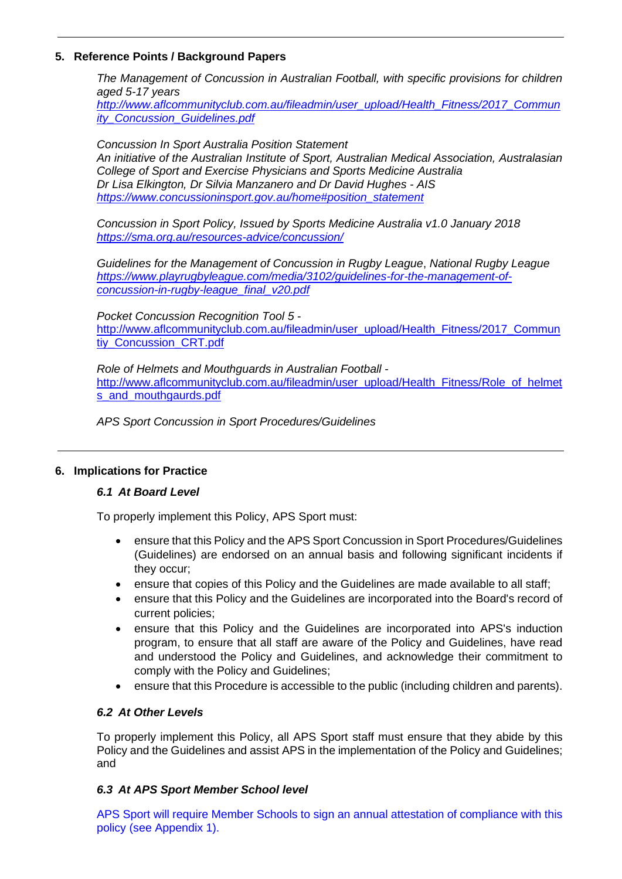## 5. Reference Points / Background Papers

*The Management of Concussion in Australian Football, with specific provisions for children aged 5-17 years*
*[http://www.aflcommunityclub.com.au/fileadmin/user_upload/Health_Fitness/2017_Community_Concussion_Guidelines.pdf](http://www.aflcommunityclub.com.au/fileadmin/user_upload/Health_Fitness/2017_Community_Concussion_Guidelines.pdf)*

*Concussion In Sport Australia Position Statement*
*An initiative of the Australian Institute of Sport, Australian Medical Association, Australasian College of Sport and Exercise Physicians and Sports Medicine Australia*
*Dr Lisa Elkington, Dr Silvia Manzanero and Dr David Hughes - AIS*
*[https://www.concussioninsport.gov.au/home#position_statement](https://www.concussioninsport.gov.au/home#position_statement)*

*Concussion in Sport Policy, Issued by Sports Medicine Australia v1.0 January 2018*
*[https://sma.org.au/resources-advice/concussion/](https://sma.org.au/resources-advice/concussion/)*

*Guidelines for the Management of Concussion in Rugby League*, *National Rugby League*
*[https://www.playrugbyleague.com/media/3102/guidelines-for-the-management-of-concussion-in-rugby-league_final_v20.pdf](https://www.playrugbyleague.com/media/3102/guidelines-for-the-management-of-concussion-in-rugby-league_final_v20.pdf)*

*Pocket Concussion Recognition Tool 5 -*
[http://www.aflcommunityclub.com.au/fileadmin/user_upload/Health_Fitness/2017_Communtiy_Concussion_CRT.pdf](http://www.aflcommunityclub.com.au/fileadmin/user_upload/Health_Fitness/2017_Communtiy_Concussion_CRT.pdf)

*Role of Helmets and Mouthguards in Australian Football -*
[http://www.aflcommunityclub.com.au/fileadmin/user_upload/Health_Fitness/Role_of_helmets_and_mouthgaurds.pdf](http://www.aflcommunityclub.com.au/fileadmin/user_upload/Health_Fitness/Role_of_helmets_and_mouthgaurds.pdf)

*APS Sport Concussion in Sport Procedures/Guidelines*

## 6. Implications for Practice

### *6.1 At Board Level*

To properly implement this Policy, APS Sport must:

- ensure that this Policy and the APS Sport Concussion in Sport Procedures/Guidelines (Guidelines) are endorsed on an annual basis and following significant incidents if they occur;
- ensure that copies of this Policy and the Guidelines are made available to all staff;
- ensure that this Policy and the Guidelines are incorporated into the Board's record of current policies;
- ensure that this Policy and the Guidelines are incorporated into APS's induction program, to ensure that all staff are aware of the Policy and Guidelines, have read and understood the Policy and Guidelines, and acknowledge their commitment to comply with the Policy and Guidelines;
- ensure that this Procedure is accessible to the public (including children and parents).

### *6.2 At Other Levels*

To properly implement this Policy, all APS Sport staff must ensure that they abide by this Policy and the Guidelines and assist APS in the implementation of the Policy and Guidelines; and

### *6.3 At APS Sport Member School level*

APS Sport will require Member Schools to sign an annual attestation of compliance with this policy (see Appendix 1).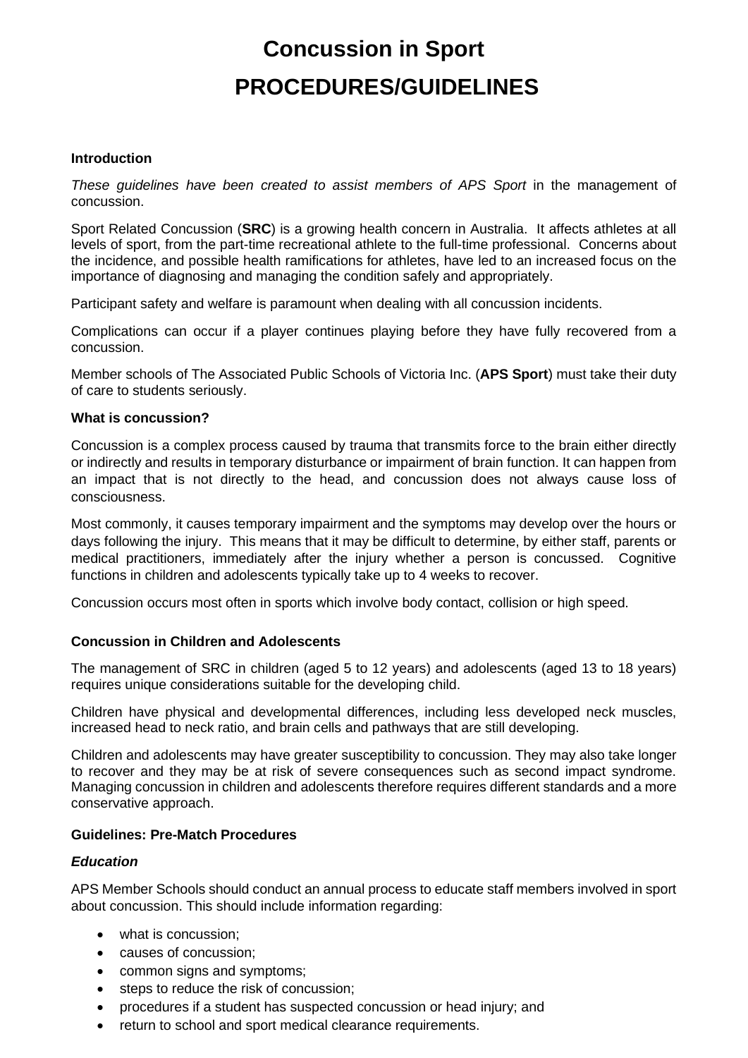# Concussion in Sport

# PROCEDURES/GUIDELINES

**Introduction**

*These guidelines have been created to assist members of APS Sport* in the management of concussion.

Sport Related Concussion (**SRC**) is a growing health concern in Australia. It affects athletes at all levels of sport, from the part-time recreational athlete to the full-time professional. Concerns about the incidence, and possible health ramifications for athletes, have led to an increased focus on the importance of diagnosing and managing the condition safely and appropriately.

Participant safety and welfare is paramount when dealing with all concussion incidents.

Complications can occur if a player continues playing before they have fully recovered from a concussion.

Member schools of The Associated Public Schools of Victoria Inc. (**APS Sport**) must take their duty of care to students seriously.

**What is concussion?**

Concussion is a complex process caused by trauma that transmits force to the brain either directly or indirectly and results in temporary disturbance or impairment of brain function. It can happen from an impact that is not directly to the head, and concussion does not always cause loss of consciousness.

Most commonly, it causes temporary impairment and the symptoms may develop over the hours or days following the injury. This means that it may be difficult to determine, by either staff, parents or medical practitioners, immediately after the injury whether a person is concussed. Cognitive functions in children and adolescents typically take up to 4 weeks to recover.

Concussion occurs most often in sports which involve body contact, collision or high speed.

**Concussion in Children and Adolescents**

The management of SRC in children (aged 5 to 12 years) and adolescents (aged 13 to 18 years) requires unique considerations suitable for the developing child.

Children have physical and developmental differences, including less developed neck muscles, increased head to neck ratio, and brain cells and pathways that are still developing.

Children and adolescents may have greater susceptibility to concussion. They may also take longer to recover and they may be at risk of severe consequences such as second impact syndrome. Managing concussion in children and adolescents therefore requires different standards and a more conservative approach.

**Guidelines: Pre-Match Procedures**

***Education***

APS Member Schools should conduct an annual process to educate staff members involved in sport about concussion. This should include information regarding:

- what is concussion;
- causes of concussion;
- common signs and symptoms;
- steps to reduce the risk of concussion;
- procedures if a student has suspected concussion or head injury; and
- return to school and sport medical clearance requirements.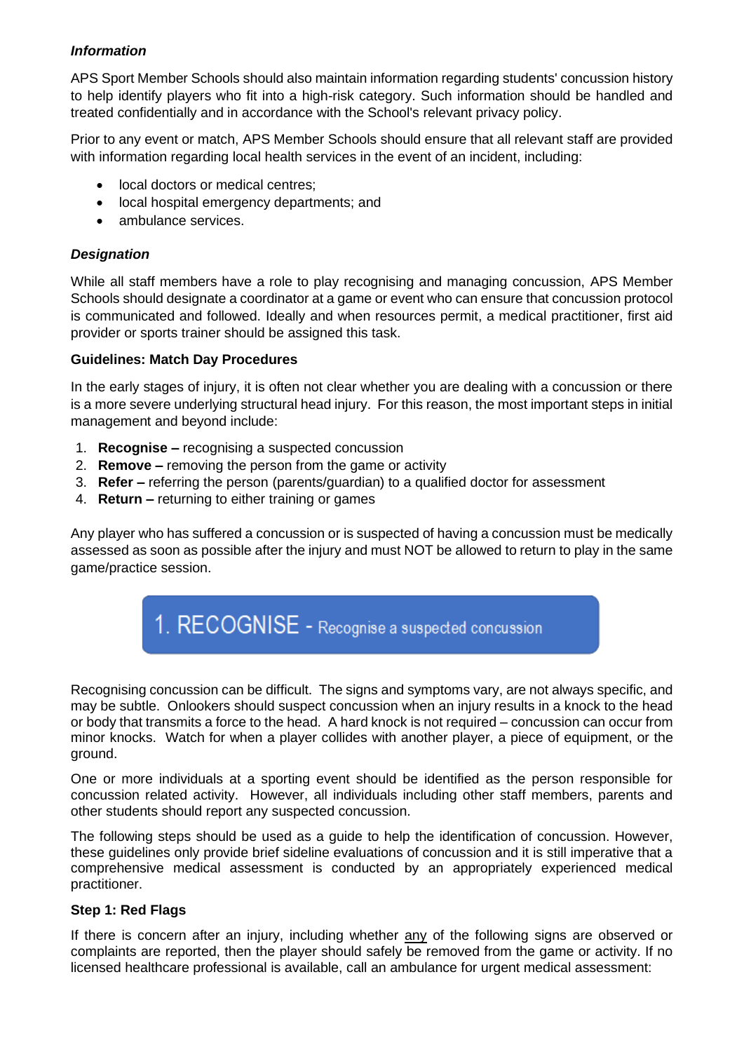***Information***

APS Sport Member Schools should also maintain information regarding students' concussion history to help identify players who fit into a high-risk category. Such information should be handled and treated confidentially and in accordance with the School's relevant privacy policy.

Prior to any event or match, APS Member Schools should ensure that all relevant staff are provided with information regarding local health services in the event of an incident, including:

- local doctors or medical centres;
- local hospital emergency departments; and
- ambulance services.

***Designation***

While all staff members have a role to play recognising and managing concussion, APS Member Schools should designate a coordinator at a game or event who can ensure that concussion protocol is communicated and followed. Ideally and when resources permit, a medical practitioner, first aid provider or sports trainer should be assigned this task.

**Guidelines: Match Day Procedures**

In the early stages of injury, it is often not clear whether you are dealing with a concussion or there is a more severe underlying structural head injury. For this reason, the most important steps in initial management and beyond include:

1. **Recognise –** recognising a suspected concussion
2. **Remove –** removing the person from the game or activity
3. **Refer –** referring the person (parents/guardian) to a qualified doctor for assessment
4. **Return –** returning to either training or games

Any player who has suffered a concussion or is suspected of having a concussion must be medically assessed as soon as possible after the injury and must NOT be allowed to return to play in the same game/practice session.

## 1. RECOGNISE - Recognise a suspected concussion

Recognising concussion can be difficult. The signs and symptoms vary, are not always specific, and may be subtle. Onlookers should suspect concussion when an injury results in a knock to the head or body that transmits a force to the head. A hard knock is not required – concussion can occur from minor knocks. Watch for when a player collides with another player, a piece of equipment, or the ground.

One or more individuals at a sporting event should be identified as the person responsible for concussion related activity. However, all individuals including other staff members, parents and other students should report any suspected concussion.

The following steps should be used as a guide to help the identification of concussion. However, these guidelines only provide brief sideline evaluations of concussion and it is still imperative that a comprehensive medical assessment is conducted by an appropriately experienced medical practitioner.

**Step 1: Red Flags**

If there is concern after an injury, including whether any of the following signs are observed or complaints are reported, then the player should safely be removed from the game or activity. If no licensed healthcare professional is available, call an ambulance for urgent medical assessment: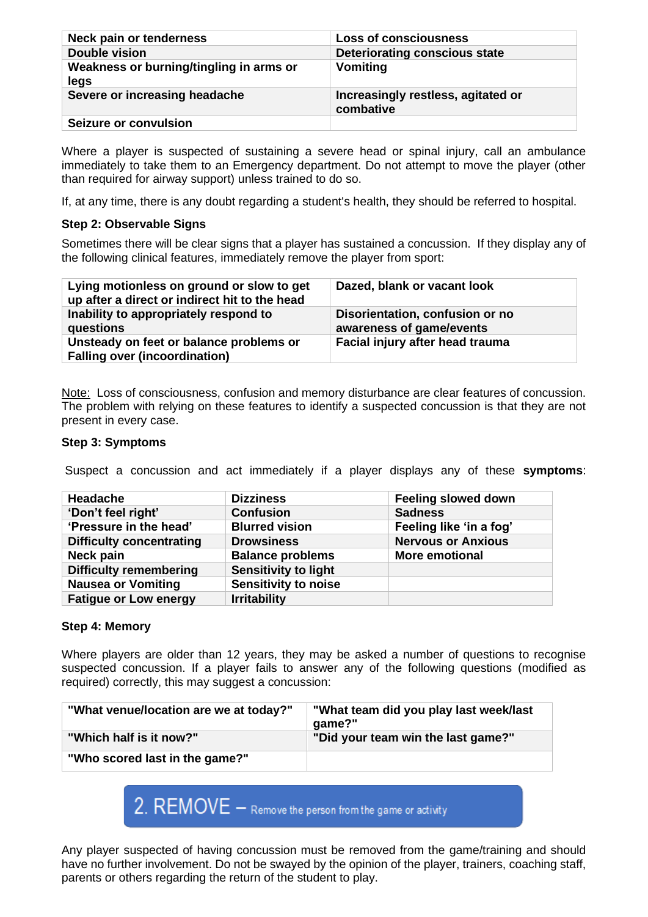| **Neck pain or tenderness** | **Loss of consciousness** |
|---|---|
| **Double vision** | **Deteriorating conscious state** |
| **Weakness or burning/tingling in arms or legs** | **Vomiting** |
| **Severe or increasing headache** | **Increasingly restless, agitated or combative** |
| **Seizure or convulsion** | |

Where a player is suspected of sustaining a severe head or spinal injury, call an ambulance immediately to take them to an Emergency department. Do not attempt to move the player (other than required for airway support) unless trained to do so.

If, at any time, there is any doubt regarding a student's health, they should be referred to hospital.

**Step 2: Observable Signs**

Sometimes there will be clear signs that a player has sustained a concussion. If they display any of the following clinical features, immediately remove the player from sport:

| **Lying motionless on ground or slow to get up after a direct or indirect hit to the head** | **Dazed, blank or vacant look** |
|---|---|
| **Inability to appropriately respond to questions** | **Disorientation, confusion or no awareness of game/events** |
| **Unsteady on feet or balance problems or Falling over (incoordination)** | **Facial injury after head trauma** |

Note: Loss of consciousness, confusion and memory disturbance are clear features of concussion. The problem with relying on these features to identify a suspected concussion is that they are not present in every case.

**Step 3: Symptoms**

Suspect a concussion and act immediately if a player displays any of these **symptoms**:

| **Headache** | **Dizziness** | **Feeling slowed down** |
|---|---|---|
| **'Don't feel right'** | **Confusion** | **Sadness** |
| **'Pressure in the head'** | **Blurred vision** | **Feeling like 'in a fog'** |
| **Difficulty concentrating** | **Drowsiness** | **Nervous or Anxious** |
| **Neck pain** | **Balance problems** | **More emotional** |
| **Difficulty remembering** | **Sensitivity to light** | |
| **Nausea or Vomiting** | **Sensitivity to noise** | |
| **Fatigue or Low energy** | **Irritability** | |

**Step 4: Memory**

Where players are older than 12 years, they may be asked a number of questions to recognise suspected concussion. If a player fails to answer any of the following questions (modified as required) correctly, this may suggest a concussion:

| **"What venue/location are we at today?"** | **"What team did you play last week/last game?"** |
|---|---|
| **"Which half is it now?"** | **"Did your team win the last game?"** |
| **"Who scored last in the game?"** | |

## 2. REMOVE – Remove the person from the game or activity

Any player suspected of having concussion must be removed from the game/training and should have no further involvement. Do not be swayed by the opinion of the player, trainers, coaching staff, parents or others regarding the return of the student to play.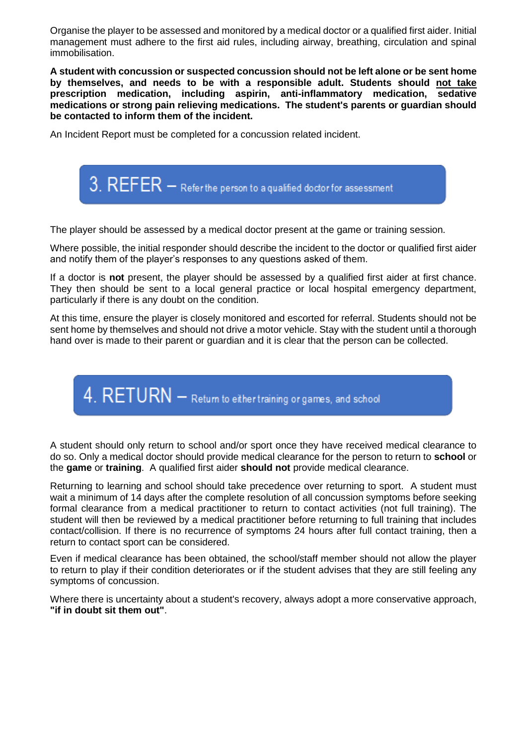Organise the player to be assessed and monitored by a medical doctor or a qualified first aider. Initial management must adhere to the first aid rules, including airway, breathing, circulation and spinal immobilisation.

**A student with concussion or suspected concussion should not be left alone or be sent home by themselves, and needs to be with a responsible adult. Students should <u>not take</u> prescription medication, including aspirin, anti-inflammatory medication, sedative medications or strong pain relieving medications. The student's parents or guardian should be contacted to inform them of the incident.**

An Incident Report must be completed for a concussion related incident.

## 3. REFER – Refer the person to a qualified doctor for assessment

The player should be assessed by a medical doctor present at the game or training session.

Where possible, the initial responder should describe the incident to the doctor or qualified first aider and notify them of the player's responses to any questions asked of them.

If a doctor is **not** present, the player should be assessed by a qualified first aider at first chance. They then should be sent to a local general practice or local hospital emergency department, particularly if there is any doubt on the condition.

At this time, ensure the player is closely monitored and escorted for referral. Students should not be sent home by themselves and should not drive a motor vehicle. Stay with the student until a thorough hand over is made to their parent or guardian and it is clear that the person can be collected.

## 4. RETURN – Return to either training or games, and school

A student should only return to school and/or sport once they have received medical clearance to do so. Only a medical doctor should provide medical clearance for the person to return to **school** or the **game** or **training**. A qualified first aider **should not** provide medical clearance.

Returning to learning and school should take precedence over returning to sport. A student must wait a minimum of 14 days after the complete resolution of all concussion symptoms before seeking formal clearance from a medical practitioner to return to contact activities (not full training). The student will then be reviewed by a medical practitioner before returning to full training that includes contact/collision. If there is no recurrence of symptoms 24 hours after full contact training, then a return to contact sport can be considered.

Even if medical clearance has been obtained, the school/staff member should not allow the player to return to play if their condition deteriorates or if the student advises that they are still feeling any symptoms of concussion.

Where there is uncertainty about a student's recovery, always adopt a more conservative approach, **"if in doubt sit them out"**.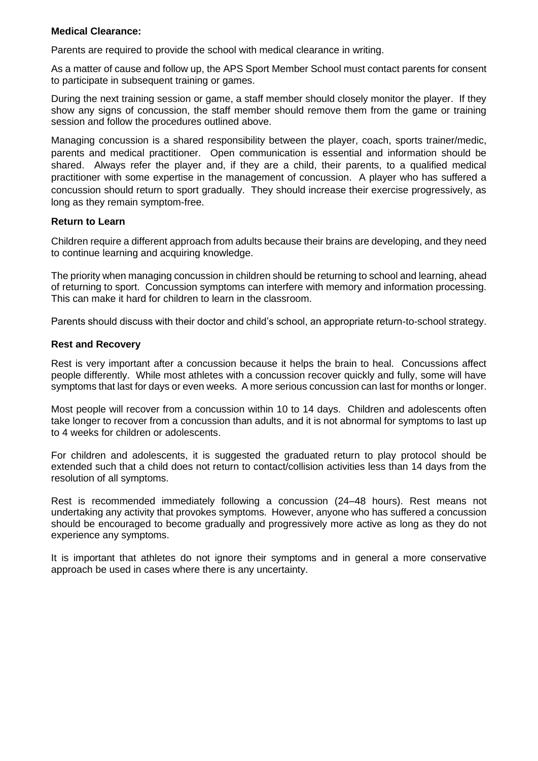**Medical Clearance:**

Parents are required to provide the school with medical clearance in writing.

As a matter of cause and follow up, the APS Sport Member School must contact parents for consent to participate in subsequent training or games.

During the next training session or game, a staff member should closely monitor the player. If they show any signs of concussion, the staff member should remove them from the game or training session and follow the procedures outlined above.

Managing concussion is a shared responsibility between the player, coach, sports trainer/medic, parents and medical practitioner. Open communication is essential and information should be shared. Always refer the player and, if they are a child, their parents, to a qualified medical practitioner with some expertise in the management of concussion. A player who has suffered a concussion should return to sport gradually. They should increase their exercise progressively, as long as they remain symptom-free.

**Return to Learn**

Children require a different approach from adults because their brains are developing, and they need to continue learning and acquiring knowledge.

The priority when managing concussion in children should be returning to school and learning, ahead of returning to sport. Concussion symptoms can interfere with memory and information processing. This can make it hard for children to learn in the classroom.

Parents should discuss with their doctor and child's school, an appropriate return-to-school strategy.

**Rest and Recovery**

Rest is very important after a concussion because it helps the brain to heal. Concussions affect people differently. While most athletes with a concussion recover quickly and fully, some will have symptoms that last for days or even weeks. A more serious concussion can last for months or longer.

Most people will recover from a concussion within 10 to 14 days. Children and adolescents often take longer to recover from a concussion than adults, and it is not abnormal for symptoms to last up to 4 weeks for children or adolescents.

For children and adolescents, it is suggested the graduated return to play protocol should be extended such that a child does not return to contact/collision activities less than 14 days from the resolution of all symptoms.

Rest is recommended immediately following a concussion (24–48 hours). Rest means not undertaking any activity that provokes symptoms. However, anyone who has suffered a concussion should be encouraged to become gradually and progressively more active as long as they do not experience any symptoms.

It is important that athletes do not ignore their symptoms and in general a more conservative approach be used in cases where there is any uncertainty.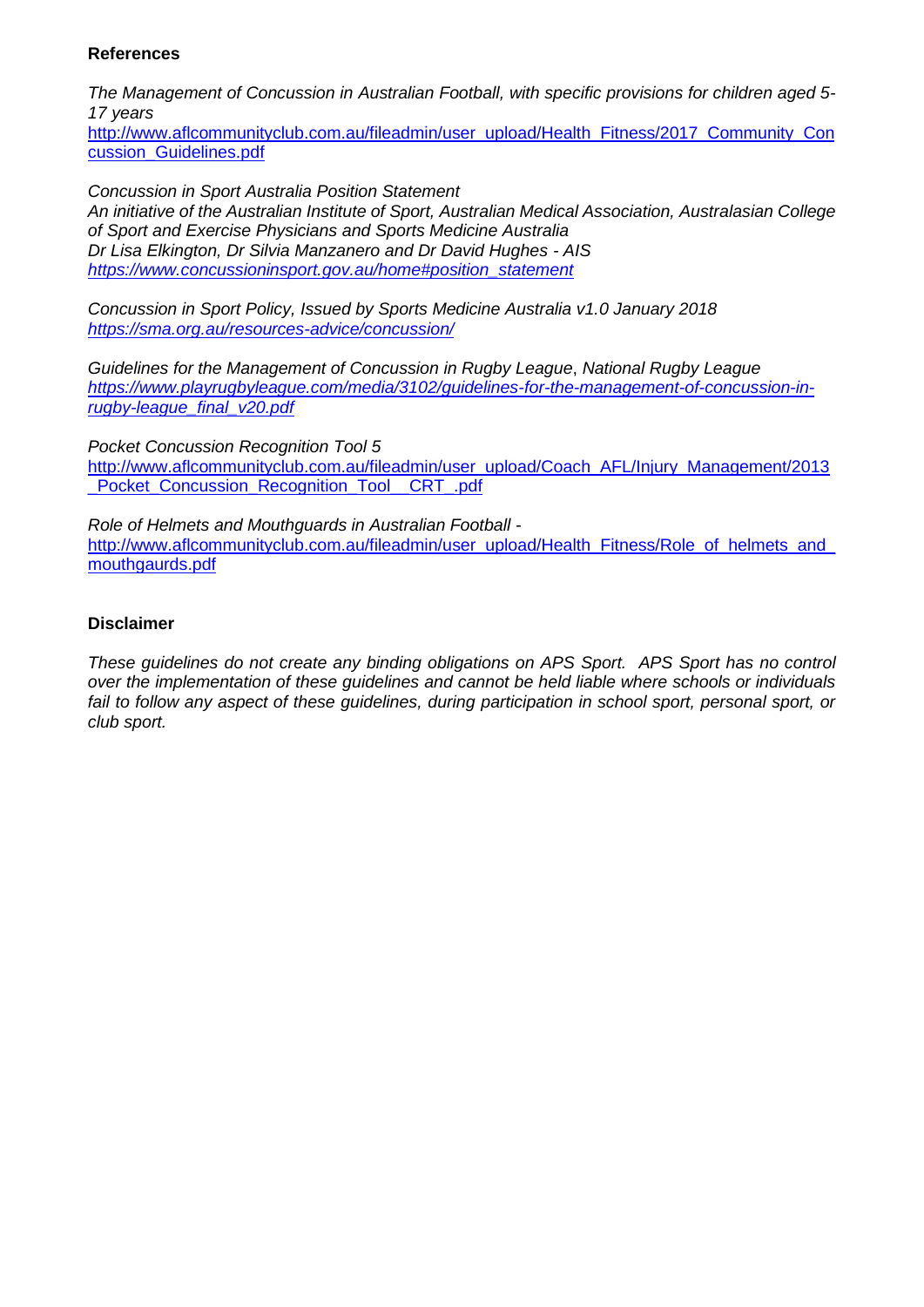**References**

*The Management of Concussion in Australian Football, with specific provisions for children aged 5-17 years*
http://www.aflcommunityclub.com.au/fileadmin/user_upload/Health_Fitness/2017_Community_Concussion_Guidelines.pdf

*Concussion in Sport Australia Position Statement*
*An initiative of the Australian Institute of Sport, Australian Medical Association, Australasian College of Sport and Exercise Physicians and Sports Medicine Australia*
*Dr Lisa Elkington, Dr Silvia Manzanero and Dr David Hughes - AIS*
*https://www.concussioninsport.gov.au/home#position_statement*

*Concussion in Sport Policy, Issued by Sports Medicine Australia v1.0 January 2018*
*https://sma.org.au/resources-advice/concussion/*

*Guidelines for the Management of Concussion in Rugby League*, *National Rugby League*
*https://www.playrugbyleague.com/media/3102/guidelines-for-the-management-of-concussion-in-rugby-league_final_v20.pdf*

*Pocket Concussion Recognition Tool 5*
http://www.aflcommunityclub.com.au/fileadmin/user_upload/Coach_AFL/Injury_Management/2013_Pocket_Concussion_Recognition_Tool__CRT_.pdf

*Role of Helmets and Mouthguards in Australian Football -*
http://www.aflcommunityclub.com.au/fileadmin/user_upload/Health_Fitness/Role_of_helmets_and_mouthgaurds.pdf

**Disclaimer**

*These guidelines do not create any binding obligations on APS Sport. APS Sport has no control over the implementation of these guidelines and cannot be held liable where schools or individuals fail to follow any aspect of these guidelines, during participation in school sport, personal sport, or club sport.*